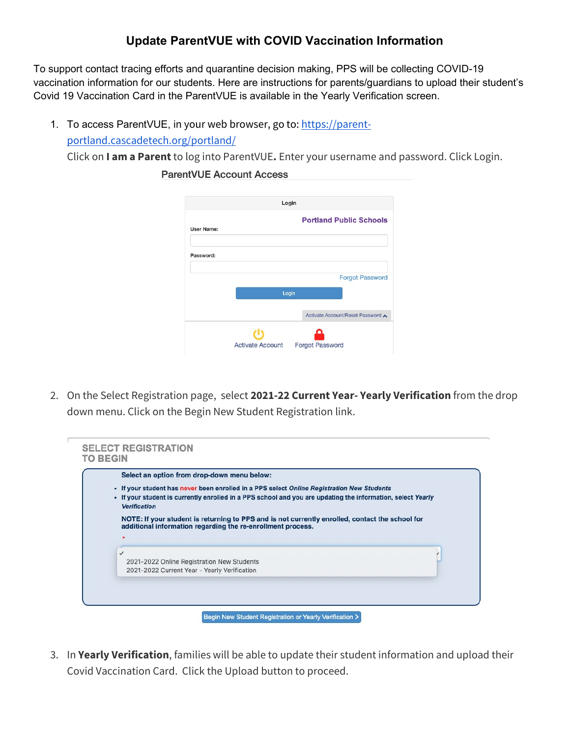# Update ParentVUE with COVID Vaccination Information

To support contact tracing efforts and quarantine decision making, PPS will be collecting COVID-19 vaccination information for our students. Here are instructions for parents/guardians to upload their student's Covid 19 Vaccination Card in the ParentVUE is available in the Yearly Verification screen.

1. To access ParentVUE, in your web browser, go to: [https://parent-portland.cascadetech.org/portland/](https://parent-portland.cascadetech.org/portland/)
   Click on **I am a Parent** to log into ParentVUE**.** Enter your username and password. Click Login.

   ParentVUE Account Access

   Login

   Portland Public Schools

   User Name:

   Password:

   Forgot Password

   Login

   Activate Account/Reset Password

   Activate Account    Forgot Password

2. On the Select Registration page, select **2021-22 Current Year- Yearly Verification** from the drop down menu. Click on the Begin New Student Registration link.

   SELECT REGISTRATION TO BEGIN

   Select an option from drop-down menu below:

   - If your student has never been enrolled in a PPS select *Online Registration New Students*
   - If your student is currently enrolled in a PPS school and you are updating the information, select *Yearly Verification*

   NOTE: If your student is returning to PPS and is not currently enrolled, contact the school for additional information regarding the re-enrollment process.

   2021-2022 Online Registration New Students
   2021-2022 Current Year - Yearly Verification

   Begin New Student Registration or Yearly Verification >

3. In **Yearly Verification**, families will be able to update their student information and upload their Covid Vaccination Card. Click the Upload button to proceed.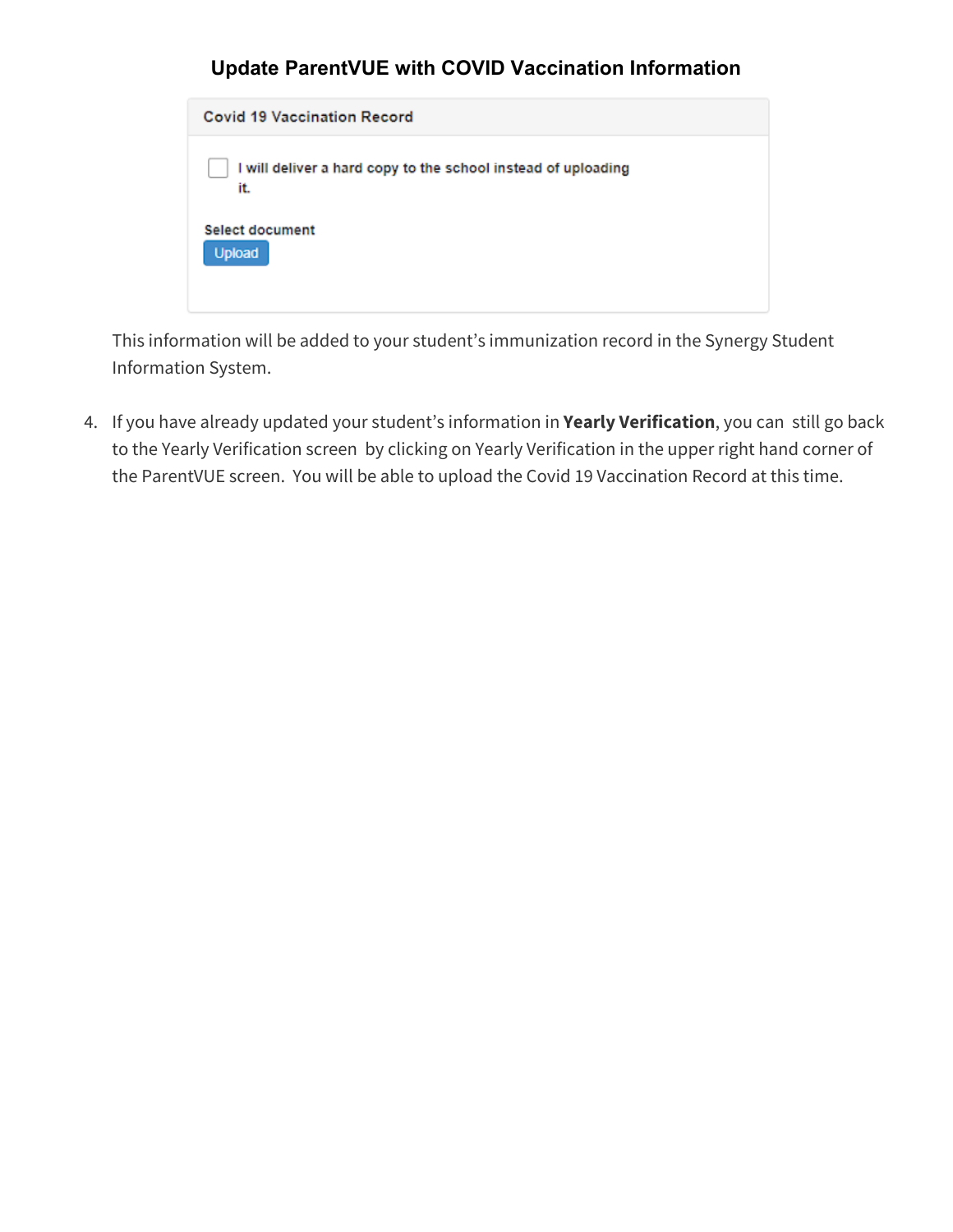## Update ParentVUE with COVID Vaccination Information

**Covid 19 Vaccination Record**

☐ I will deliver a hard copy to the school instead of uploading it.

Select document

Upload

This information will be added to your student's immunization record in the Synergy Student Information System.

4. If you have already updated your student's information in **Yearly Verification**, you can still go back to the Yearly Verification screen by clicking on Yearly Verification in the upper right hand corner of the ParentVUE screen. You will be able to upload the Covid 19 Vaccination Record at this time.